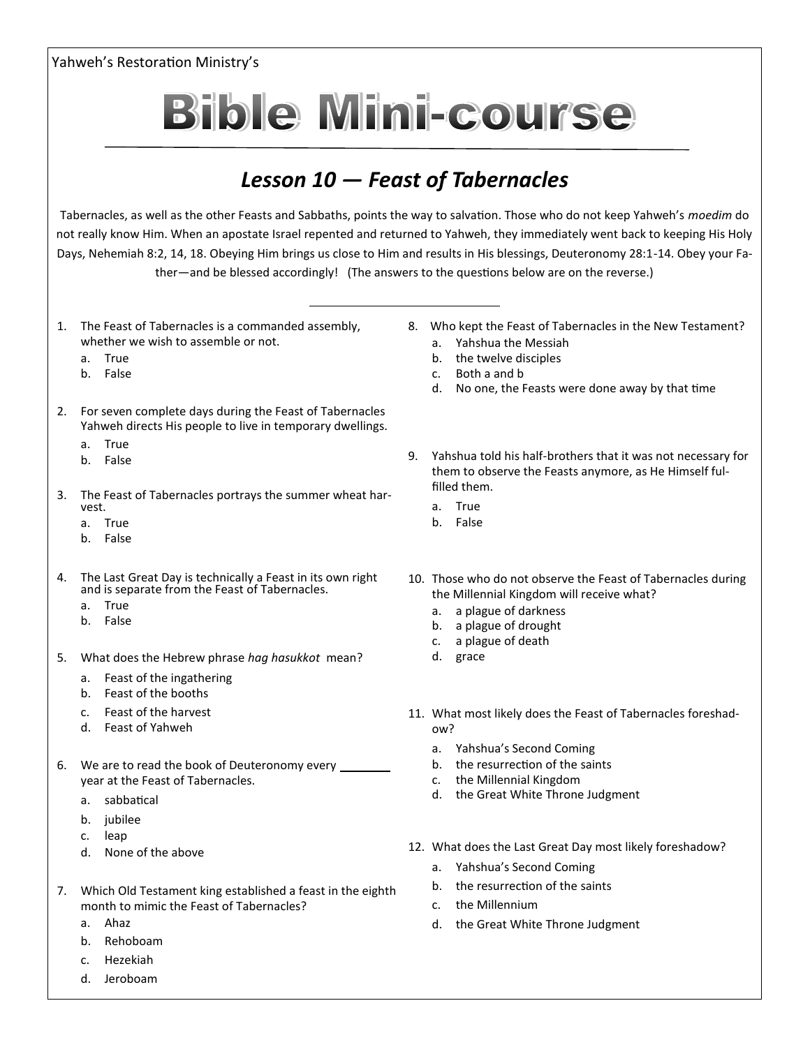Yahweh's Restoration Ministry's

# Bible Mini-course

## *Lesson 10 — Feast of Tabernacles*

Tabernacles, as well as the other Feasts and Sabbaths, points the way to salvation. Those who do not keep Yahweh's *moedim* do not really know Him. When an apostate Israel repented and returned to Yahweh, they immediately went back to keeping His Holy Days, Nehemiah 8:2, 14, 18. Obeying Him brings us close to Him and results in His blessings, Deuteronomy 28:1-14. Obey your Father—and be blessed accordingly! (The answers to the questions below are on the reverse.)

1. The Feast of Tabernacles is a commanded assembly, whether we wish to assemble or not.
   a. True
   b. False

2. For seven complete days during the Feast of Tabernacles Yahweh directs His people to live in temporary dwellings.
   a. True
   b. False

3. The Feast of Tabernacles portrays the summer wheat harvest.
   a. True
   b. False

4. The Last Great Day is technically a Feast in its own right and is separate from the Feast of Tabernacles.
   a. True
   b. False

5. What does the Hebrew phrase *hag hasukkot* mean?
   a. Feast of the ingathering
   b. Feast of the booths
   c. Feast of the harvest
   d. Feast of Yahweh

6. We are to read the book of Deuteronomy every ________ year at the Feast of Tabernacles.
   a. sabbatical
   b. jubilee
   c. leap
   d. None of the above

7. Which Old Testament king established a feast in the eighth month to mimic the Feast of Tabernacles?
   a. Ahaz
   b. Rehoboam
   c. Hezekiah
   d. Jeroboam

8. Who kept the Feast of Tabernacles in the New Testament?
   a. Yahshua the Messiah
   b. the twelve disciples
   c. Both a and b
   d. No one, the Feasts were done away by that time

9. Yahshua told his half-brothers that it was not necessary for them to observe the Feasts anymore, as He Himself fulfilled them.
   a. True
   b. False

10. Those who do not observe the Feast of Tabernacles during the Millennial Kingdom will receive what?
    a. a plague of darkness
    b. a plague of drought
    c. a plague of death
    d. grace

11. What most likely does the Feast of Tabernacles foreshadow?
    a. Yahshua's Second Coming
    b. the resurrection of the saints
    c. the Millennial Kingdom
    d. the Great White Throne Judgment

12. What does the Last Great Day most likely foreshadow?
    a. Yahshua's Second Coming
    b. the resurrection of the saints
    c. the Millennium
    d. the Great White Throne Judgment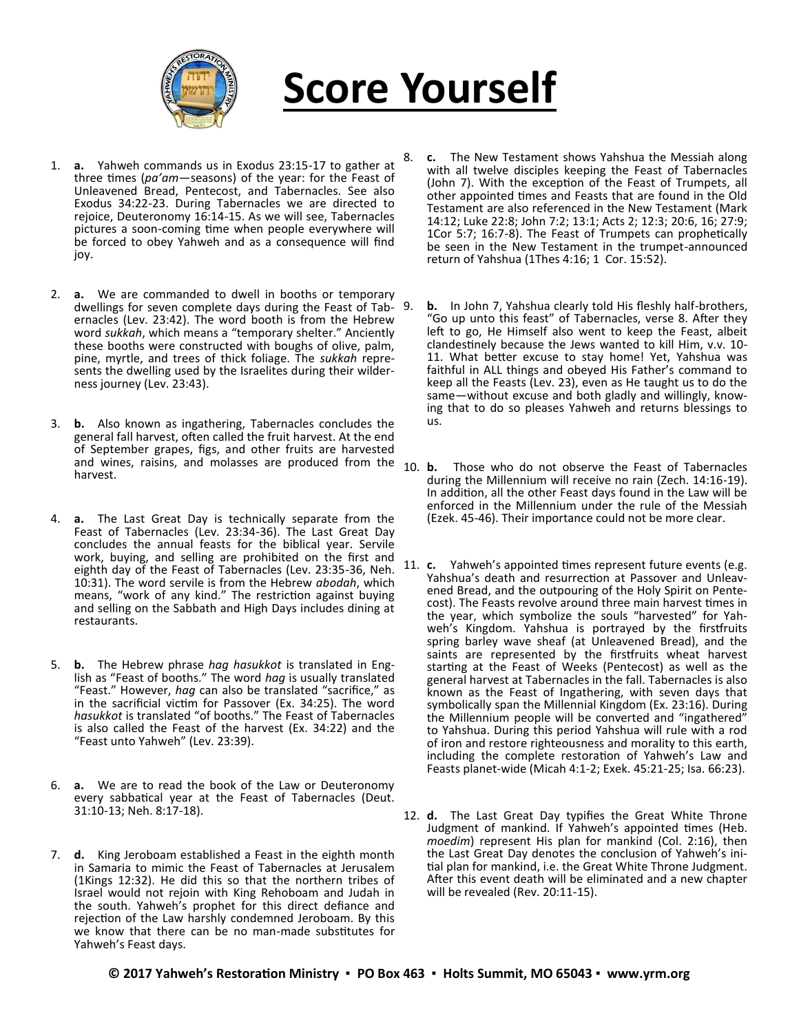# Score Yourself

1. **a.** Yahweh commands us in Exodus 23:15-17 to gather at three times (*pa'am*—seasons) of the year: for the Feast of Unleavened Bread, Pentecost, and Tabernacles. See also Exodus 34:22-23. During Tabernacles we are directed to rejoice, Deuteronomy 16:14-15. As we will see, Tabernacles pictures a soon-coming time when people everywhere will be forced to obey Yahweh and as a consequence will find joy.

2. **a.** We are commanded to dwell in booths or temporary dwellings for seven complete days during the Feast of Tabernacles (Lev. 23:42). The word booth is from the Hebrew word *sukkah*, which means a "temporary shelter." Anciently these booths were constructed with boughs of olive, palm, pine, myrtle, and trees of thick foliage. The *sukkah* represents the dwelling used by the Israelites during their wilderness journey (Lev. 23:43).

3. **b.** Also known as ingathering, Tabernacles concludes the general fall harvest, often called the fruit harvest. At the end of September grapes, figs, and other fruits are harvested and wines, raisins, and molasses are produced from the harvest.

4. **a.** The Last Great Day is technically separate from the Feast of Tabernacles (Lev. 23:34-36). The Last Great Day concludes the annual feasts for the biblical year. Servile work, buying, and selling are prohibited on the first and eighth day of the Feast of Tabernacles (Lev. 23:35-36, Neh. 10:31). The word servile is from the Hebrew *abodah*, which means, "work of any kind." The restriction against buying and selling on the Sabbath and High Days includes dining at restaurants.

5. **b.** The Hebrew phrase *hag hasukkot* is translated in English as "Feast of booths." The word *hag* is usually translated "Feast." However, *hag* can also be translated "sacrifice," as in the sacrificial victim for Passover (Ex. 34:25). The word *hasukkot* is translated "of booths." The Feast of Tabernacles is also called the Feast of the harvest (Ex. 34:22) and the "Feast unto Yahweh" (Lev. 23:39).

6. **a.** We are to read the book of the Law or Deuteronomy every sabbatical year at the Feast of Tabernacles (Deut. 31:10-13; Neh. 8:17-18).

7. **d.** King Jeroboam established a Feast in the eighth month in Samaria to mimic the Feast of Tabernacles at Jerusalem (1Kings 12:32). He did this so that the northern tribes of Israel would not rejoin with King Rehoboam and Judah in the south. Yahweh's prophet for this direct defiance and rejection of the Law harshly condemned Jeroboam. By this we know that there can be no man-made substitutes for Yahweh's Feast days.

8. **c.** The New Testament shows Yahshua the Messiah along with all twelve disciples keeping the Feast of Tabernacles (John 7). With the exception of the Feast of Trumpets, all other appointed times and Feasts that are found in the Old Testament are also referenced in the New Testament (Mark 14:12; Luke 22:8; John 7:2; 13:1; Acts 2; 12:3; 20:6, 16; 27:9; 1Cor 5:7; 16:7-8). The Feast of Trumpets can prophetically be seen in the New Testament in the trumpet-announced return of Yahshua (1Thes 4:16; 1 Cor. 15:52).

9. **b.** In John 7, Yahshua clearly told His fleshly half-brothers, "Go up unto this feast" of Tabernacles, verse 8. After they left to go, He Himself also went to keep the Feast, albeit clandestinely because the Jews wanted to kill Him, v.v. 10-11. What better excuse to stay home! Yet, Yahshua was faithful in ALL things and obeyed His Father's command to keep all the Feasts (Lev. 23), even as He taught us to do the same—without excuse and both gladly and willingly, knowing that to do so pleases Yahweh and returns blessings to us.

10. **b.** Those who do not observe the Feast of Tabernacles during the Millennium will receive no rain (Zech. 14:16-19). In addition, all the other Feast days found in the Law will be enforced in the Millennium under the rule of the Messiah (Ezek. 45-46). Their importance could not be more clear.

11. **c.** Yahweh's appointed times represent future events (e.g. Yahshua's death and resurrection at Passover and Unleavened Bread, and the outpouring of the Holy Spirit on Pentecost). The Feasts revolve around three main harvest times in the year, which symbolize the souls "harvested" for Yahweh's Kingdom. Yahshua is portrayed by the firstfruits spring barley wave sheaf (at Unleavened Bread), and the saints are represented by the firstfruits wheat harvest starting at the Feast of Weeks (Pentecost) as well as the general harvest at Tabernacles in the fall. Tabernacles is also known as the Feast of Ingathering, with seven days that symbolically span the Millennial Kingdom (Ex. 23:16). During the Millennium people will be converted and "ingathered" to Yahshua. During this period Yahshua will rule with a rod of iron and restore righteousness and morality to this earth, including the complete restoration of Yahweh's Law and Feasts planet-wide (Micah 4:1-2; Exek. 45:21-25; Isa. 66:23).

12. **d.** The Last Great Day typifies the Great White Throne Judgment of mankind. If Yahweh's appointed times (Heb. *moedim*) represent His plan for mankind (Col. 2:16), then the Last Great Day denotes the conclusion of Yahweh's initial plan for mankind, i.e. the Great White Throne Judgment. After this event death will be eliminated and a new chapter will be revealed (Rev. 20:11-15).

**© 2017 Yahweh's Restoration Ministry ▪ PO Box 463 ▪ Holts Summit, MO 65043 ▪ www.yrm.org**